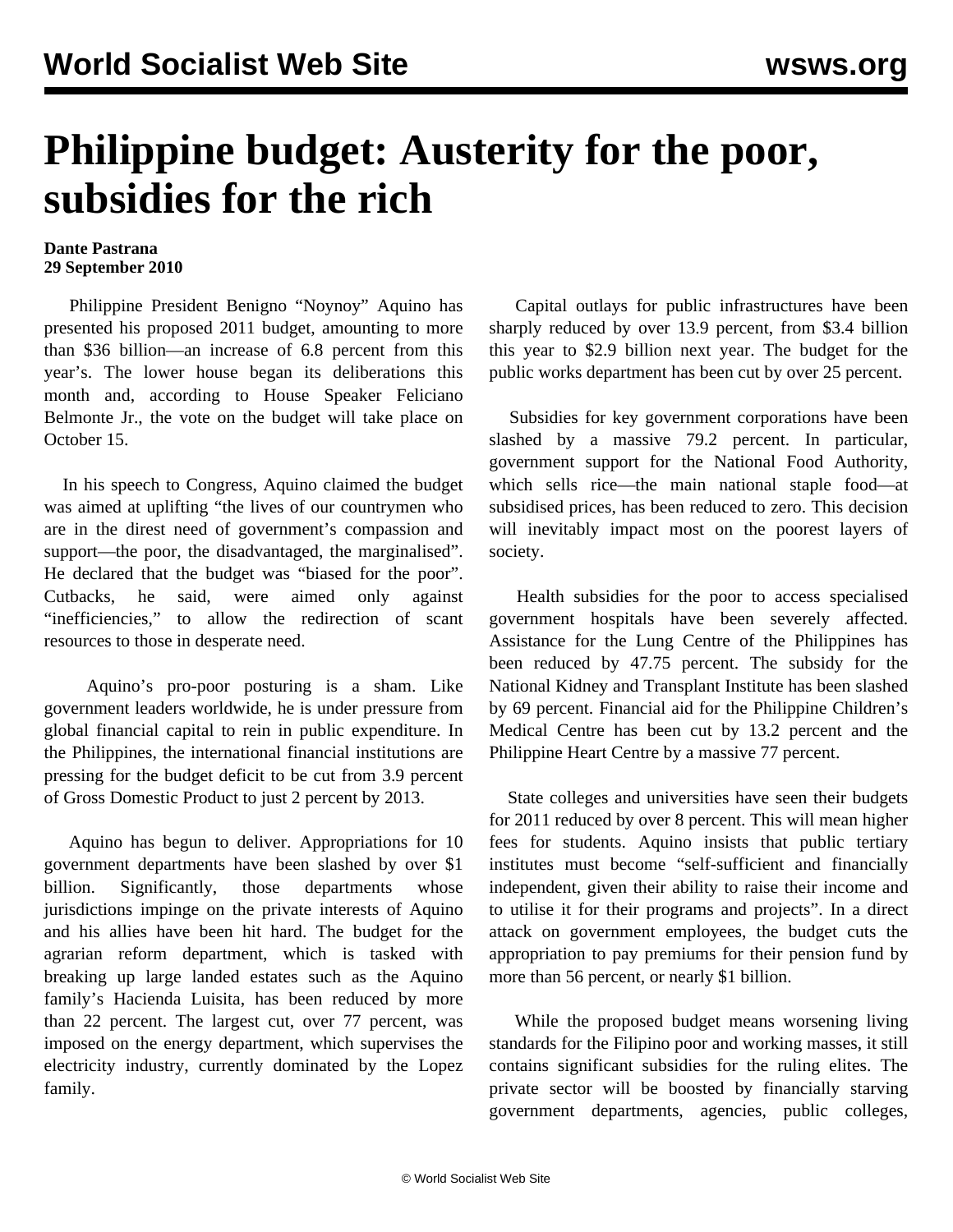# Philippine budget: Austerity for the poor, subsidies for the rich

**Dante Pastrana**
**29 September 2010**

Philippine President Benigno "Noynoy" Aquino has presented his proposed 2011 budget, amounting to more than $36 billion—an increase of 6.8 percent from this year's. The lower house began its deliberations this month and, according to House Speaker Feliciano Belmonte Jr., the vote on the budget will take place on October 15.

In his speech to Congress, Aquino claimed the budget was aimed at uplifting "the lives of our countrymen who are in the direst need of government's compassion and support—the poor, the disadvantaged, the marginalised". He declared that the budget was "biased for the poor". Cutbacks, he said, were aimed only against "inefficiencies," to allow the redirection of scant resources to those in desperate need.

Aquino's pro-poor posturing is a sham. Like government leaders worldwide, he is under pressure from global financial capital to rein in public expenditure. In the Philippines, the international financial institutions are pressing for the budget deficit to be cut from 3.9 percent of Gross Domestic Product to just 2 percent by 2013.

Aquino has begun to deliver. Appropriations for 10 government departments have been slashed by over $1 billion. Significantly, those departments whose jurisdictions impinge on the private interests of Aquino and his allies have been hit hard. The budget for the agrarian reform department, which is tasked with breaking up large landed estates such as the Aquino family's Hacienda Luisita, has been reduced by more than 22 percent. The largest cut, over 77 percent, was imposed on the energy department, which supervises the electricity industry, currently dominated by the Lopez family.

Capital outlays for public infrastructures have been sharply reduced by over 13.9 percent, from $3.4 billion this year to $2.9 billion next year. The budget for the public works department has been cut by over 25 percent.

Subsidies for key government corporations have been slashed by a massive 79.2 percent. In particular, government support for the National Food Authority, which sells rice—the main national staple food—at subsidised prices, has been reduced to zero. This decision will inevitably impact most on the poorest layers of society.

Health subsidies for the poor to access specialised government hospitals have been severely affected. Assistance for the Lung Centre of the Philippines has been reduced by 47.75 percent. The subsidy for the National Kidney and Transplant Institute has been slashed by 69 percent. Financial aid for the Philippine Children's Medical Centre has been cut by 13.2 percent and the Philippine Heart Centre by a massive 77 percent.

State colleges and universities have seen their budgets for 2011 reduced by over 8 percent. This will mean higher fees for students. Aquino insists that public tertiary institutes must become "self-sufficient and financially independent, given their ability to raise their income and to utilise it for their programs and projects". In a direct attack on government employees, the budget cuts the appropriation to pay premiums for their pension fund by more than 56 percent, or nearly $1 billion.

While the proposed budget means worsening living standards for the Filipino poor and working masses, it still contains significant subsidies for the ruling elites. The private sector will be boosted by financially starving government departments, agencies, public colleges,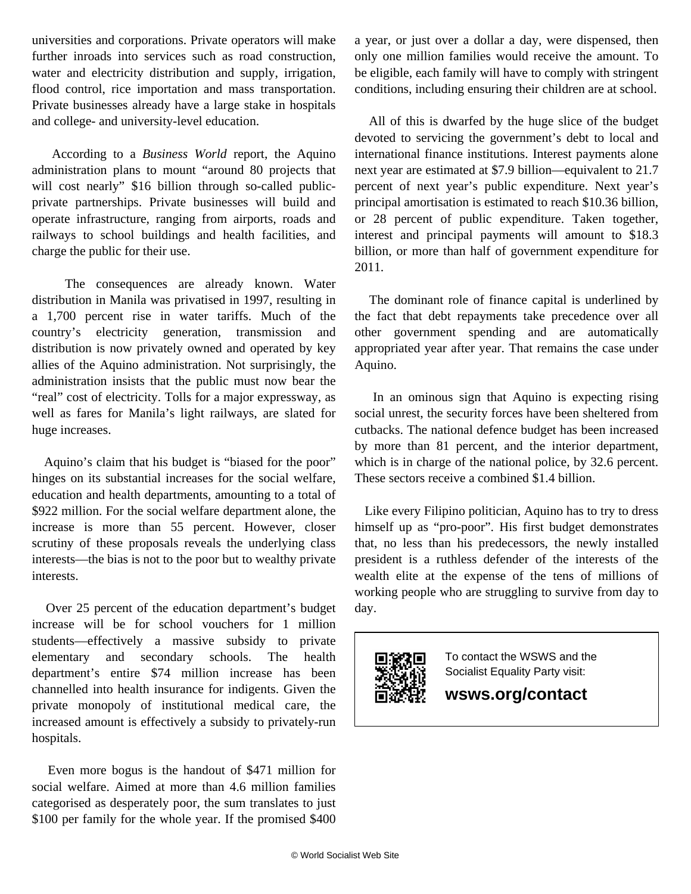universities and corporations. Private operators will make further inroads into services such as road construction, water and electricity distribution and supply, irrigation, flood control, rice importation and mass transportation. Private businesses already have a large stake in hospitals and college- and university-level education.

According to a *Business World* report, the Aquino administration plans to mount "around 80 projects that will cost nearly" $16 billion through so-called public-private partnerships. Private businesses will build and operate infrastructure, ranging from airports, roads and railways to school buildings and health facilities, and charge the public for their use.

The consequences are already known. Water distribution in Manila was privatised in 1997, resulting in a 1,700 percent rise in water tariffs. Much of the country's electricity generation, transmission and distribution is now privately owned and operated by key allies of the Aquino administration. Not surprisingly, the administration insists that the public must now bear the "real" cost of electricity. Tolls for a major expressway, as well as fares for Manila's light railways, are slated for huge increases.

Aquino's claim that his budget is "biased for the poor" hinges on its substantial increases for the social welfare, education and health departments, amounting to a total of $922 million. For the social welfare department alone, the increase is more than 55 percent. However, closer scrutiny of these proposals reveals the underlying class interests—the bias is not to the poor but to wealthy private interests.

Over 25 percent of the education department's budget increase will be for school vouchers for 1 million students—effectively a massive subsidy to private elementary and secondary schools. The health department's entire $74 million increase has been channelled into health insurance for indigents. Given the private monopoly of institutional medical care, the increased amount is effectively a subsidy to privately-run hospitals.

Even more bogus is the handout of $471 million for social welfare. Aimed at more than 4.6 million families categorised as desperately poor, the sum translates to just $100 per family for the whole year. If the promised $400 a year, or just over a dollar a day, were dispensed, then only one million families would receive the amount. To be eligible, each family will have to comply with stringent conditions, including ensuring their children are at school.

All of this is dwarfed by the huge slice of the budget devoted to servicing the government's debt to local and international finance institutions. Interest payments alone next year are estimated at $7.9 billion—equivalent to 21.7 percent of next year's public expenditure. Next year's principal amortisation is estimated to reach $10.36 billion, or 28 percent of public expenditure. Taken together, interest and principal payments will amount to $18.3 billion, or more than half of government expenditure for 2011.

The dominant role of finance capital is underlined by the fact that debt repayments take precedence over all other government spending and are automatically appropriated year after year. That remains the case under Aquino.

In an ominous sign that Aquino is expecting rising social unrest, the security forces have been sheltered from cutbacks. The national defence budget has been increased by more than 81 percent, and the interior department, which is in charge of the national police, by 32.6 percent. These sectors receive a combined $1.4 billion.

Like every Filipino politician, Aquino has to try to dress himself up as "pro-poor". His first budget demonstrates that, no less than his predecessors, the newly installed president is a ruthless defender of the interests of the wealth elite at the expense of the tens of millions of working people who are struggling to survive from day to day.

To contact the WSWS and the Socialist Equality Party visit:

**wsws.org/contact**